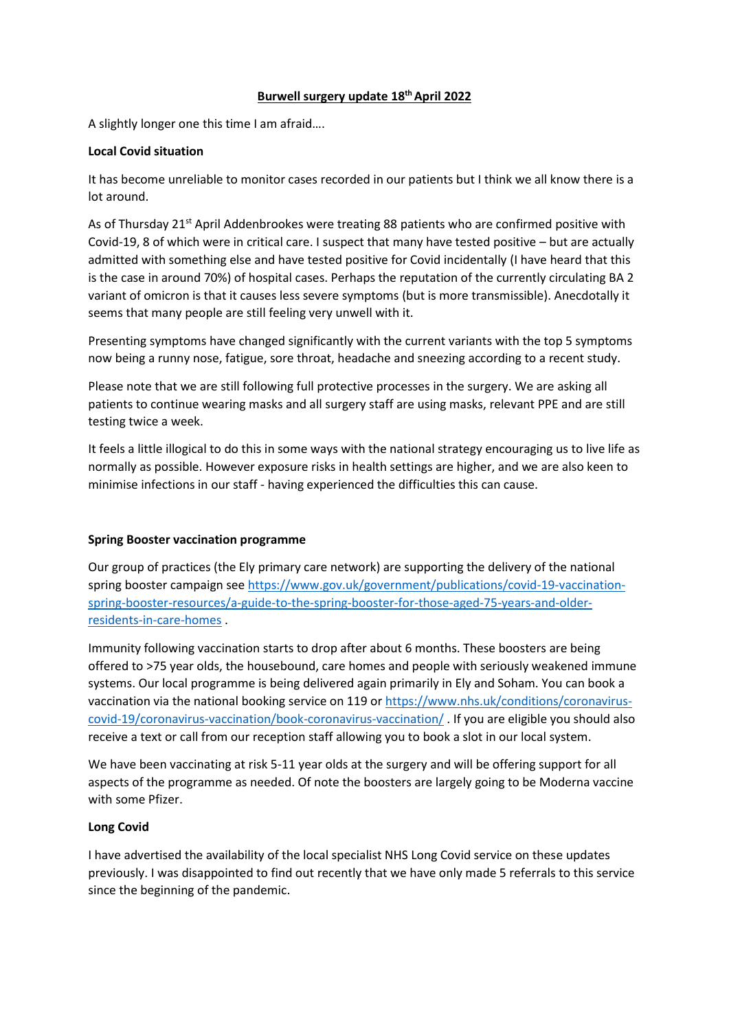**Burwell surgery update 18th April 2022**

A slightly longer one this time I am afraid….

**Local Covid situation**

It has become unreliable to monitor cases recorded in our patients but I think we all know there is a lot around.

As of Thursday 21st April Addenbrookes were treating 88 patients who are confirmed positive with Covid-19, 8 of which were in critical care. I suspect that many have tested positive – but are actually admitted with something else and have tested positive for Covid incidentally (I have heard that this is the case in around 70%) of hospital cases. Perhaps the reputation of the currently circulating BA 2 variant of omicron is that it causes less severe symptoms (but is more transmissible). Anecdotally it seems that many people are still feeling very unwell with it.

Presenting symptoms have changed significantly with the current variants with the top 5 symptoms now being a runny nose, fatigue, sore throat, headache and sneezing according to a recent study.

Please note that we are still following full protective processes in the surgery. We are asking all patients to continue wearing masks and all surgery staff are using masks, relevant PPE and are still testing twice a week.

It feels a little illogical to do this in some ways with the national strategy encouraging us to live life as normally as possible. However exposure risks in health settings are higher, and we are also keen to minimise infections in our staff - having experienced the difficulties this can cause.

**Spring Booster vaccination programme**

Our group of practices (the Ely primary care network) are supporting the delivery of the national spring booster campaign see https://www.gov.uk/government/publications/covid-19-vaccination-spring-booster-resources/a-guide-to-the-spring-booster-for-those-aged-75-years-and-older-residents-in-care-homes .

Immunity following vaccination starts to drop after about 6 months. These boosters are being offered to >75 year olds, the housebound, care homes and people with seriously weakened immune systems. Our local programme is being delivered again primarily in Ely and Soham. You can book a vaccination via the national booking service on 119 or https://www.nhs.uk/conditions/coronavirus-covid-19/coronavirus-vaccination/book-coronavirus-vaccination/ . If you are eligible you should also receive a text or call from our reception staff allowing you to book a slot in our local system.

We have been vaccinating at risk 5-11 year olds at the surgery and will be offering support for all aspects of the programme as needed. Of note the boosters are largely going to be Moderna vaccine with some Pfizer.

**Long Covid**

I have advertised the availability of the local specialist NHS Long Covid service on these updates previously. I was disappointed to find out recently that we have only made 5 referrals to this service since the beginning of the pandemic.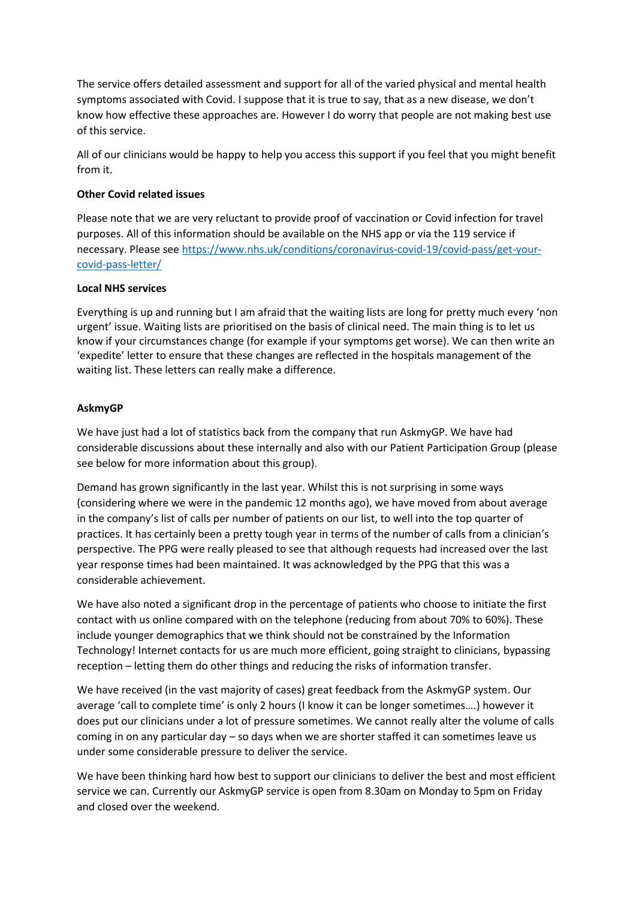The service offers detailed assessment and support for all of the varied physical and mental health symptoms associated with Covid. I suppose that it is true to say, that as a new disease, we don't know how effective these approaches are. However I do worry that people are not making best use of this service.

All of our clinicians would be happy to help you access this support if you feel that you might benefit from it.

**Other Covid related issues**

Please note that we are very reluctant to provide proof of vaccination or Covid infection for travel purposes. All of this information should be available on the NHS app or via the 119 service if necessary. Please see [https://www.nhs.uk/conditions/coronavirus-covid-19/covid-pass/get-your-covid-pass-letter/](https://www.nhs.uk/conditions/coronavirus-covid-19/covid-pass/get-your-covid-pass-letter/)

**Local NHS services**

Everything is up and running but I am afraid that the waiting lists are long for pretty much every 'non urgent' issue. Waiting lists are prioritised on the basis of clinical need. The main thing is to let us know if your circumstances change (for example if your symptoms get worse). We can then write an 'expedite' letter to ensure that these changes are reflected in the hospitals management of the waiting list. These letters can really make a difference.

**AskmyGP**

We have just had a lot of statistics back from the company that run AskmyGP. We have had considerable discussions about these internally and also with our Patient Participation Group (please see below for more information about this group).

Demand has grown significantly in the last year. Whilst this is not surprising in some ways (considering where we were in the pandemic 12 months ago), we have moved from about average in the company's list of calls per number of patients on our list, to well into the top quarter of practices. It has certainly been a pretty tough year in terms of the number of calls from a clinician's perspective. The PPG were really pleased to see that although requests had increased over the last year response times had been maintained. It was acknowledged by the PPG that this was a considerable achievement.

We have also noted a significant drop in the percentage of patients who choose to initiate the first contact with us online compared with on the telephone (reducing from about 70% to 60%). These include younger demographics that we think should not be constrained by the Information Technology! Internet contacts for us are much more efficient, going straight to clinicians, bypassing reception – letting them do other things and reducing the risks of information transfer.

We have received (in the vast majority of cases) great feedback from the AskmyGP system. Our average 'call to complete time' is only 2 hours (I know it can be longer sometimes….) however it does put our clinicians under a lot of pressure sometimes. We cannot really alter the volume of calls coming in on any particular day – so days when we are shorter staffed it can sometimes leave us under some considerable pressure to deliver the service.

We have been thinking hard how best to support our clinicians to deliver the best and most efficient service we can. Currently our AskmyGP service is open from 8.30am on Monday to 5pm on Friday and closed over the weekend.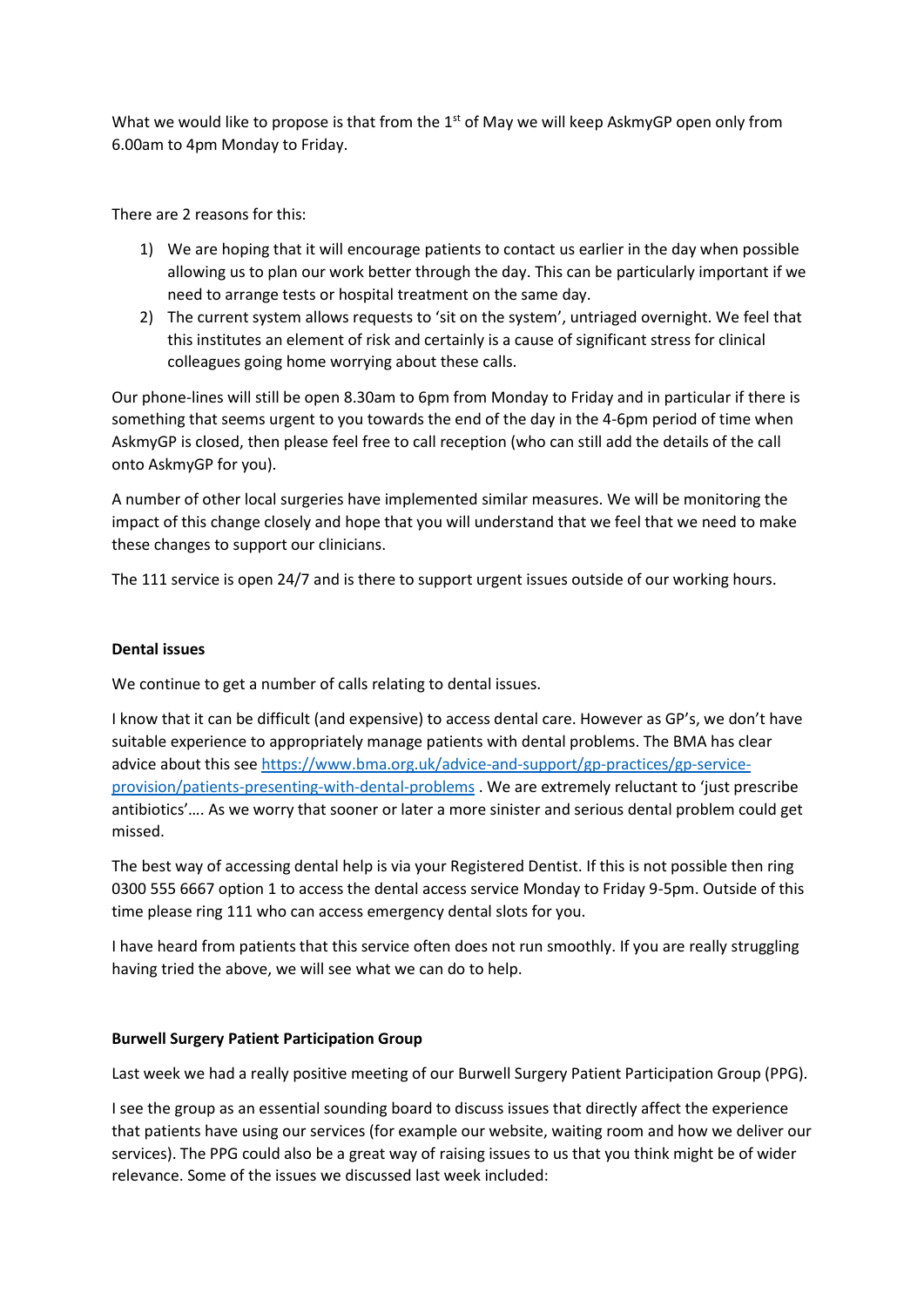What we would like to propose is that from the 1st of May we will keep AskmyGP open only from 6.00am to 4pm Monday to Friday.

There are 2 reasons for this:

1) We are hoping that it will encourage patients to contact us earlier in the day when possible allowing us to plan our work better through the day. This can be particularly important if we need to arrange tests or hospital treatment on the same day.
2) The current system allows requests to 'sit on the system', untriaged overnight. We feel that this institutes an element of risk and certainly is a cause of significant stress for clinical colleagues going home worrying about these calls.

Our phone-lines will still be open 8.30am to 6pm from Monday to Friday and in particular if there is something that seems urgent to you towards the end of the day in the 4-6pm period of time when AskmyGP is closed, then please feel free to call reception (who can still add the details of the call onto AskmyGP for you).

A number of other local surgeries have implemented similar measures. We will be monitoring the impact of this change closely and hope that you will understand that we feel that we need to make these changes to support our clinicians.

The 111 service is open 24/7 and is there to support urgent issues outside of our working hours.

**Dental issues**

We continue to get a number of calls relating to dental issues.

I know that it can be difficult (and expensive) to access dental care. However as GP's, we don't have suitable experience to appropriately manage patients with dental problems. The BMA has clear advice about this see https://www.bma.org.uk/advice-and-support/gp-practices/gp-service-provision/patients-presenting-with-dental-problems . We are extremely reluctant to 'just prescribe antibiotics'…. As we worry that sooner or later a more sinister and serious dental problem could get missed.

The best way of accessing dental help is via your Registered Dentist. If this is not possible then ring 0300 555 6667 option 1 to access the dental access service Monday to Friday 9-5pm. Outside of this time please ring 111 who can access emergency dental slots for you.

I have heard from patients that this service often does not run smoothly. If you are really struggling having tried the above, we will see what we can do to help.

**Burwell Surgery Patient Participation Group**

Last week we had a really positive meeting of our Burwell Surgery Patient Participation Group (PPG).

I see the group as an essential sounding board to discuss issues that directly affect the experience that patients have using our services (for example our website, waiting room and how we deliver our services). The PPG could also be a great way of raising issues to us that you think might be of wider relevance. Some of the issues we discussed last week included: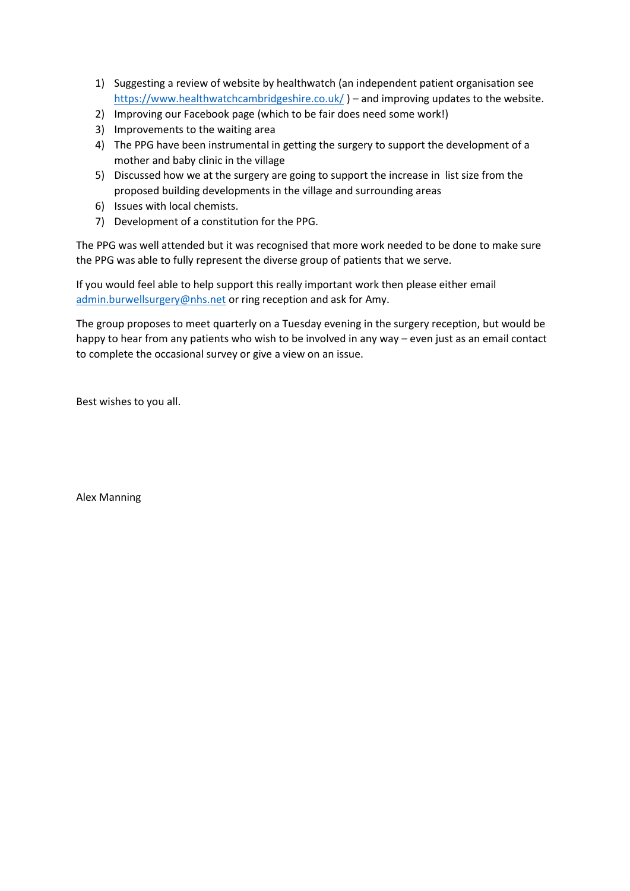1) Suggesting a review of website by healthwatch (an independent patient organisation see https://www.healthwatchcambridgeshire.co.uk/ ) – and improving updates to the website.
2) Improving our Facebook page (which to be fair does need some work!)
3) Improvements to the waiting area
4) The PPG have been instrumental in getting the surgery to support the development of a mother and baby clinic in the village
5) Discussed how we at the surgery are going to support the increase in list size from the proposed building developments in the village and surrounding areas
6) Issues with local chemists.
7) Development of a constitution for the PPG.

The PPG was well attended but it was recognised that more work needed to be done to make sure the PPG was able to fully represent the diverse group of patients that we serve.

If you would feel able to help support this really important work then please either email admin.burwellsurgery@nhs.net or ring reception and ask for Amy.

The group proposes to meet quarterly on a Tuesday evening in the surgery reception, but would be happy to hear from any patients who wish to be involved in any way – even just as an email contact to complete the occasional survey or give a view on an issue.

Best wishes to you all.

Alex Manning